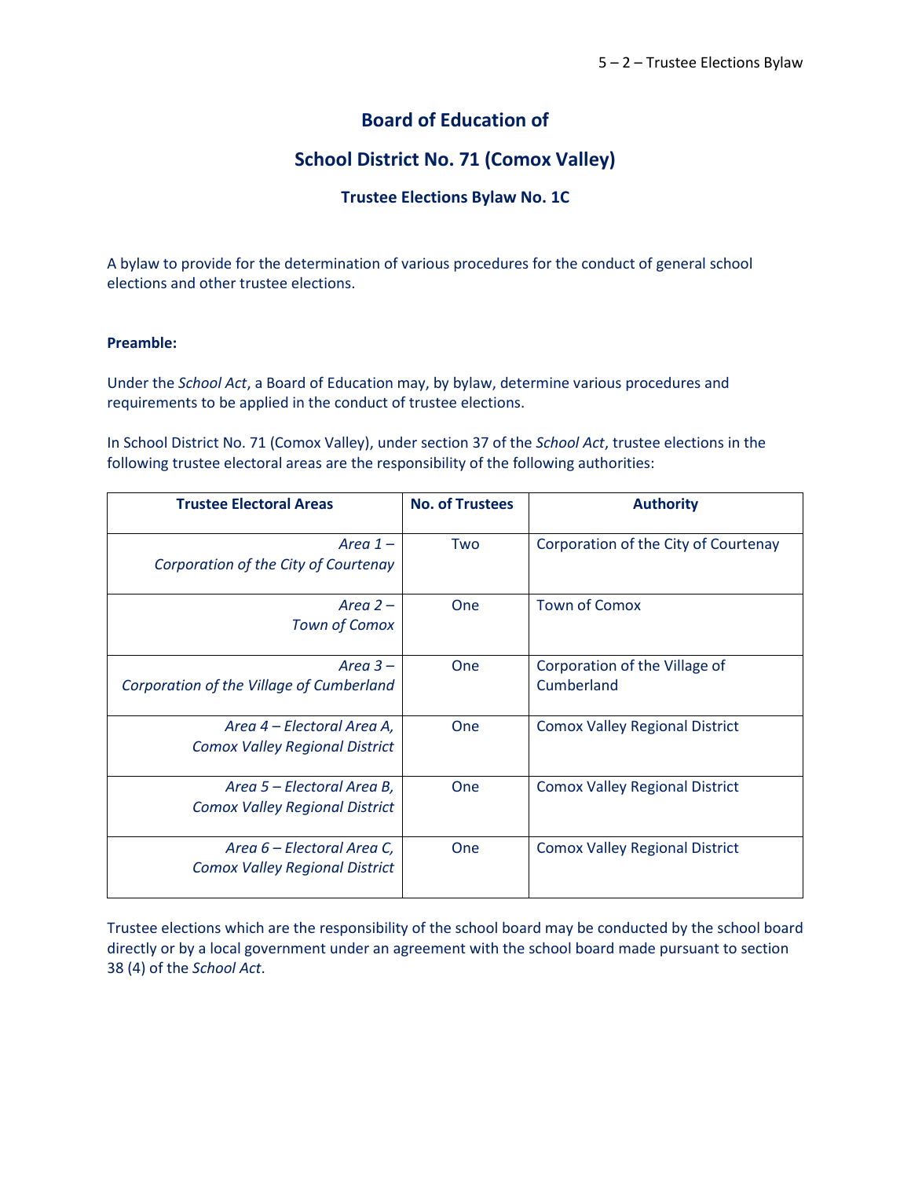# Board of Education of

# School District No. 71 (Comox Valley)

### Trustee Elections Bylaw No. 1C

A bylaw to provide for the determination of various procedures for the conduct of general school elections and other trustee elections.

**Preamble:**

Under the *School Act*, a Board of Education may, by bylaw, determine various procedures and requirements to be applied in the conduct of trustee elections.

In School District No. 71 (Comox Valley), under section 37 of the *School Act*, trustee elections in the following trustee electoral areas are the responsibility of the following authorities:

| Trustee Electoral Areas | No. of Trustees | Authority |
|---|---|---|
| *Area 1 – Corporation of the City of Courtenay* | Two | Corporation of the City of Courtenay |
| *Area 2 – Town of Comox* | One | Town of Comox |
| *Area 3 – Corporation of the Village of Cumberland* | One | Corporation of the Village of Cumberland |
| *Area 4 – Electoral Area A, Comox Valley Regional District* | One | Comox Valley Regional District |
| *Area 5 – Electoral Area B, Comox Valley Regional District* | One | Comox Valley Regional District |
| *Area 6 – Electoral Area C, Comox Valley Regional District* | One | Comox Valley Regional District |

Trustee elections which are the responsibility of the school board may be conducted by the school board directly or by a local government under an agreement with the school board made pursuant to section 38 (4) of the *School Act*.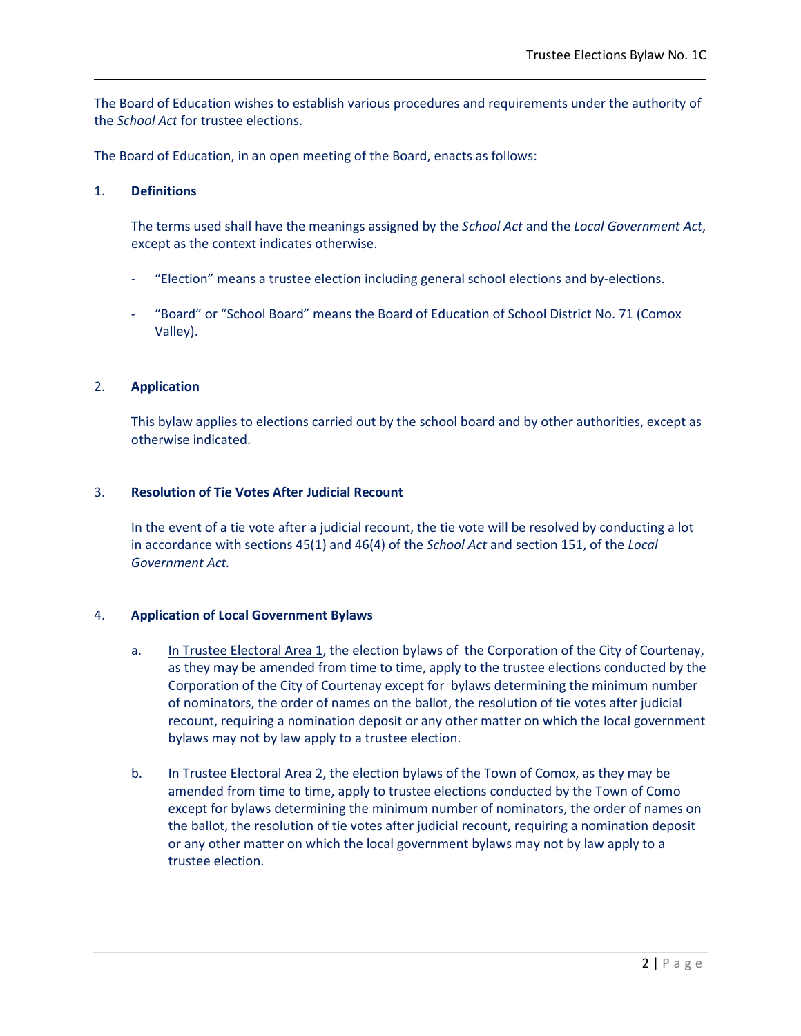The Board of Education wishes to establish various procedures and requirements under the authority of the *School Act* for trustee elections.

The Board of Education, in an open meeting of the Board, enacts as follows:

1. **Definitions**

   The terms used shall have the meanings assigned by the *School Act* and the *Local Government Act*, except as the context indicates otherwise.

   - "Election" means a trustee election including general school elections and by-elections.

   - "Board" or "School Board" means the Board of Education of School District No. 71 (Comox Valley).

2. **Application**

   This bylaw applies to elections carried out by the school board and by other authorities, except as otherwise indicated.

3. **Resolution of Tie Votes After Judicial Recount**

   In the event of a tie vote after a judicial recount, the tie vote will be resolved by conducting a lot in accordance with sections 45(1) and 46(4) of the *School Act* and section 151, of the *Local Government Act.*

4. **Application of Local Government Bylaws**

   a. In Trustee Electoral Area 1, the election bylaws of the Corporation of the City of Courtenay, as they may be amended from time to time, apply to the trustee elections conducted by the Corporation of the City of Courtenay except for bylaws determining the minimum number of nominators, the order of names on the ballot, the resolution of tie votes after judicial recount, requiring a nomination deposit or any other matter on which the local government bylaws may not by law apply to a trustee election.

   b. In Trustee Electoral Area 2, the election bylaws of the Town of Comox, as they may be amended from time to time, apply to trustee elections conducted by the Town of Como except for bylaws determining the minimum number of nominators, the order of names on the ballot, the resolution of tie votes after judicial recount, requiring a nomination deposit or any other matter on which the local government bylaws may not by law apply to a trustee election.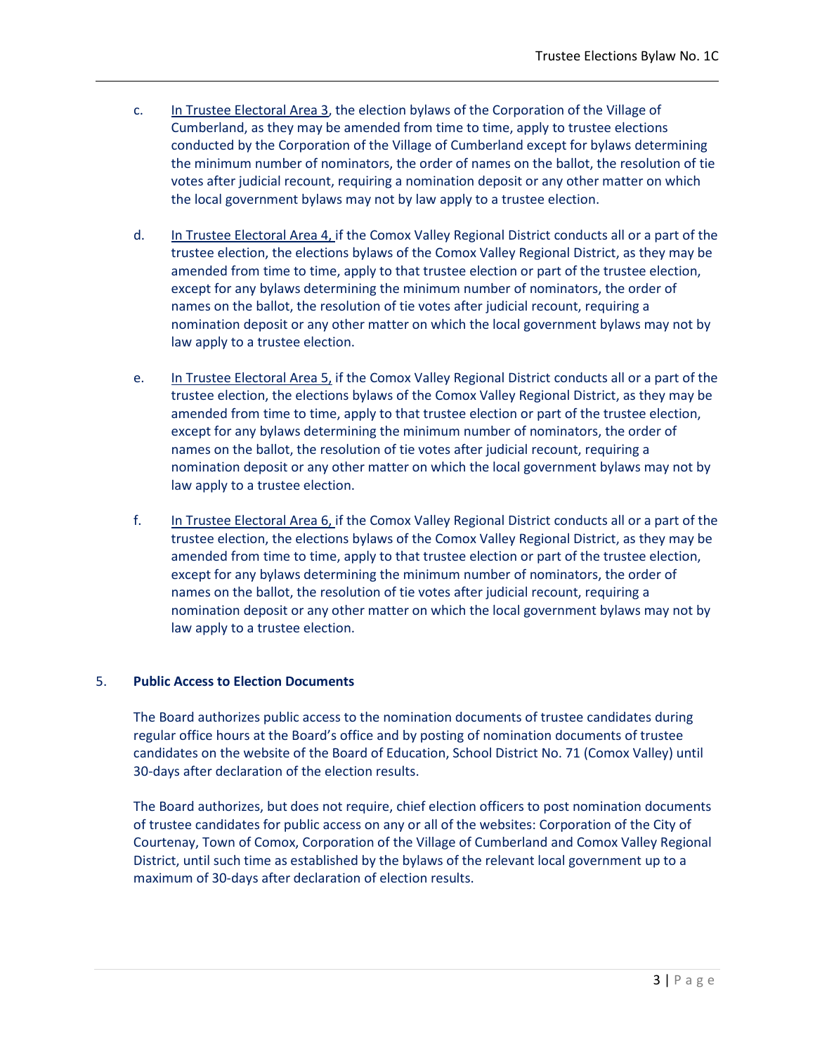c. In Trustee Electoral Area 3, the election bylaws of the Corporation of the Village of Cumberland, as they may be amended from time to time, apply to trustee elections conducted by the Corporation of the Village of Cumberland except for bylaws determining the minimum number of nominators, the order of names on the ballot, the resolution of tie votes after judicial recount, requiring a nomination deposit or any other matter on which the local government bylaws may not by law apply to a trustee election.

d. In Trustee Electoral Area 4, if the Comox Valley Regional District conducts all or a part of the trustee election, the elections bylaws of the Comox Valley Regional District, as they may be amended from time to time, apply to that trustee election or part of the trustee election, except for any bylaws determining the minimum number of nominators, the order of names on the ballot, the resolution of tie votes after judicial recount, requiring a nomination deposit or any other matter on which the local government bylaws may not by law apply to a trustee election.

e. In Trustee Electoral Area 5, if the Comox Valley Regional District conducts all or a part of the trustee election, the elections bylaws of the Comox Valley Regional District, as they may be amended from time to time, apply to that trustee election or part of the trustee election, except for any bylaws determining the minimum number of nominators, the order of names on the ballot, the resolution of tie votes after judicial recount, requiring a nomination deposit or any other matter on which the local government bylaws may not by law apply to a trustee election.

f. In Trustee Electoral Area 6, if the Comox Valley Regional District conducts all or a part of the trustee election, the elections bylaws of the Comox Valley Regional District, as they may be amended from time to time, apply to that trustee election or part of the trustee election, except for any bylaws determining the minimum number of nominators, the order of names on the ballot, the resolution of tie votes after judicial recount, requiring a nomination deposit or any other matter on which the local government bylaws may not by law apply to a trustee election.

## 5. **Public Access to Election Documents**

The Board authorizes public access to the nomination documents of trustee candidates during regular office hours at the Board's office and by posting of nomination documents of trustee candidates on the website of the Board of Education, School District No. 71 (Comox Valley) until 30-days after declaration of the election results.

The Board authorizes, but does not require, chief election officers to post nomination documents of trustee candidates for public access on any or all of the websites: Corporation of the City of Courtenay, Town of Comox, Corporation of the Village of Cumberland and Comox Valley Regional District, until such time as established by the bylaws of the relevant local government up to a maximum of 30-days after declaration of election results.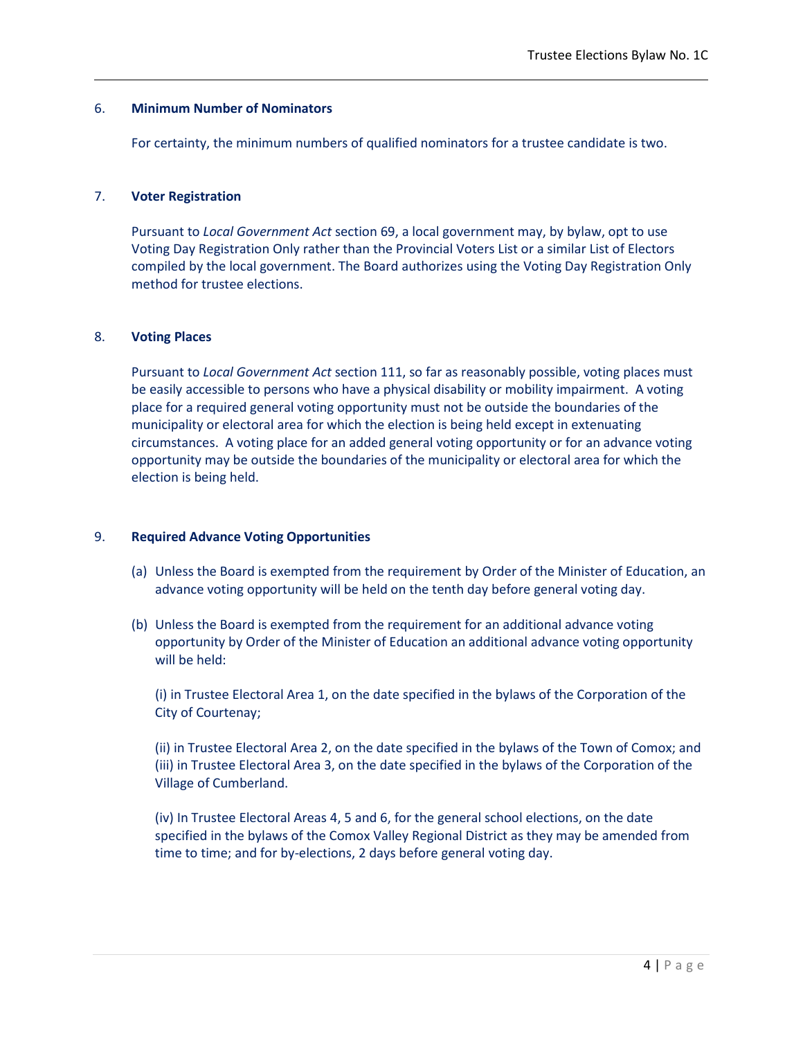### 6. **Minimum Number of Nominators**

For certainty, the minimum numbers of qualified nominators for a trustee candidate is two.

### 7. **Voter Registration**

Pursuant to *Local Government Act* section 69, a local government may, by bylaw, opt to use Voting Day Registration Only rather than the Provincial Voters List or a similar List of Electors compiled by the local government. The Board authorizes using the Voting Day Registration Only method for trustee elections.

### 8. **Voting Places**

Pursuant to *Local Government Act* section 111, so far as reasonably possible, voting places must be easily accessible to persons who have a physical disability or mobility impairment. A voting place for a required general voting opportunity must not be outside the boundaries of the municipality or electoral area for which the election is being held except in extenuating circumstances. A voting place for an added general voting opportunity or for an advance voting opportunity may be outside the boundaries of the municipality or electoral area for which the election is being held.

### 9. **Required Advance Voting Opportunities**

(a) Unless the Board is exempted from the requirement by Order of the Minister of Education, an advance voting opportunity will be held on the tenth day before general voting day.

(b) Unless the Board is exempted from the requirement for an additional advance voting opportunity by Order of the Minister of Education an additional advance voting opportunity will be held:

(i) in Trustee Electoral Area 1, on the date specified in the bylaws of the Corporation of the City of Courtenay;

(ii) in Trustee Electoral Area 2, on the date specified in the bylaws of the Town of Comox; and
(iii) in Trustee Electoral Area 3, on the date specified in the bylaws of the Corporation of the Village of Cumberland.

(iv) In Trustee Electoral Areas 4, 5 and 6, for the general school elections, on the date specified in the bylaws of the Comox Valley Regional District as they may be amended from time to time; and for by-elections, 2 days before general voting day.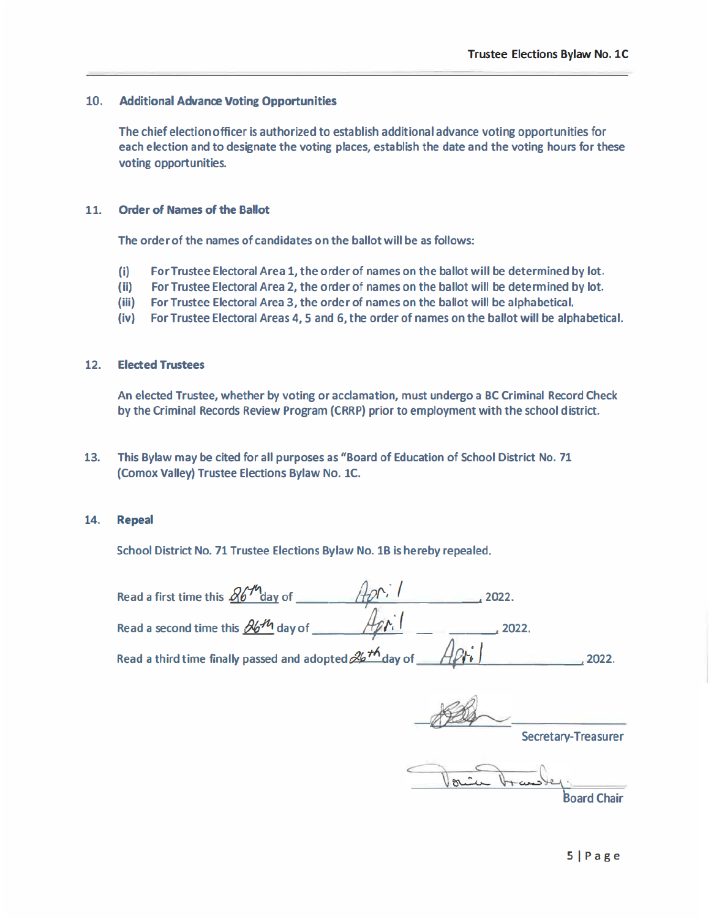## 10. Additional Advance Voting Opportunities

The chief election officer is authorized to establish additional advance voting opportunities for each election and to designate the voting places, establish the date and the voting hours for these voting opportunities.

## 11. Order of Names of the Ballot

The order of the names of candidates on the ballot will be as follows:

- (i) For Trustee Electoral Area 1, the order of names on the ballot will be determined by lot.
- (ii) For Trustee Electoral Area 2, the order of names on the ballot will be determined by lot.
- (iii) For Trustee Electoral Area 3, the order of names on the ballot will be alphabetical.
- (iv) For Trustee Electoral Areas 4, 5 and 6, the order of names on the ballot will be alphabetical.

## 12. Elected Trustees

An elected Trustee, whether by voting or acclamation, must undergo a BC Criminal Record Check by the Criminal Records Review Program (CRRP) prior to employment with the school district.

**13. This Bylaw may be cited for all purposes as "Board of Education of School District No. 71 (Comox Valley) Trustee Elections Bylaw No. 1C.**

## 14. Repeal

School District No. 71 Trustee Elections Bylaw No. 1B is hereby repealed.

Read a first time this 26th day of April, 2022.

Read a second time this 26th day of April, 2022.

Read a third time finally passed and adopted 26th day of April, 2022.

Secretary-Treasurer

Board Chair